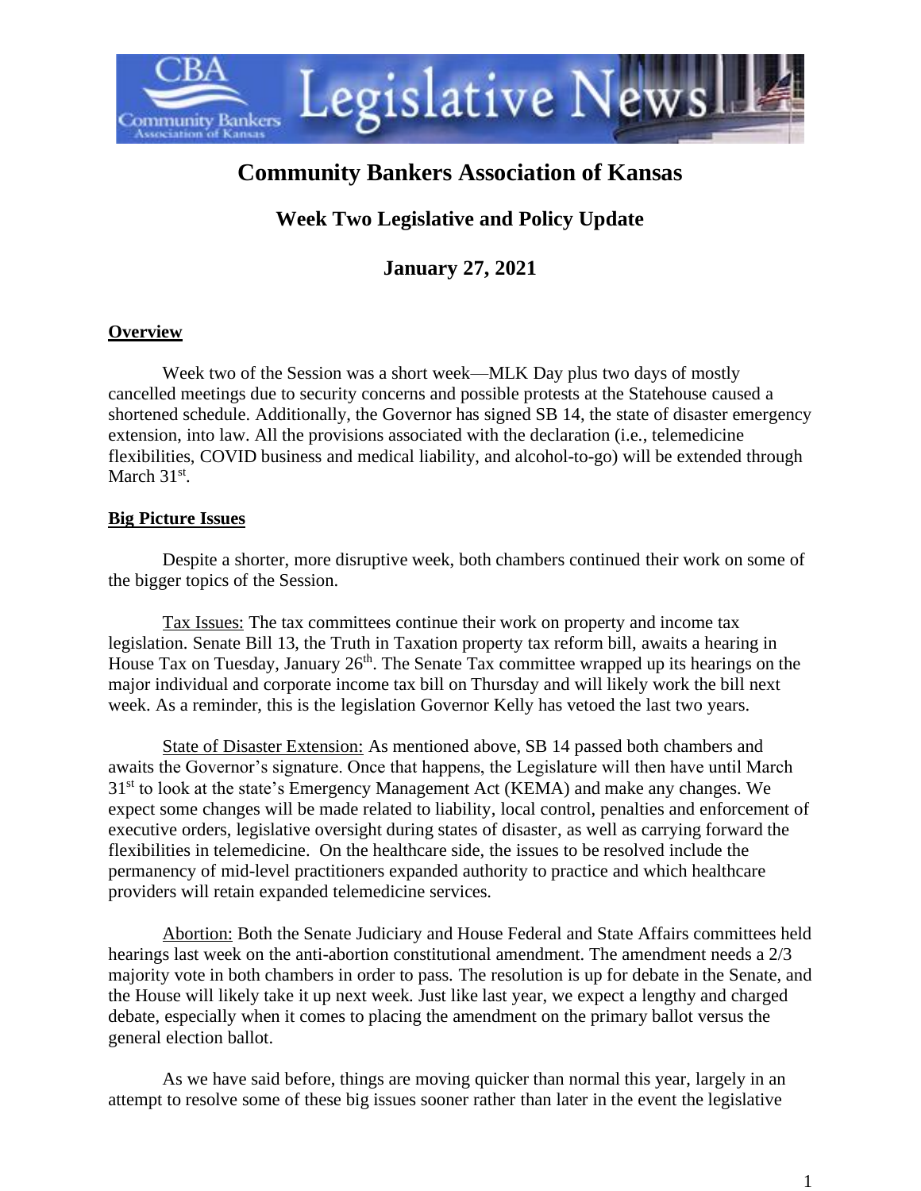# Community Bankers Association of Kansas

## Week Two Legislative and Policy Update

## January 27, 2021

**Overview**

Week two of the Session was a short week—MLK Day plus two days of mostly cancelled meetings due to security concerns and possible protests at the Statehouse caused a shortened schedule. Additionally, the Governor has signed SB 14, the state of disaster emergency extension, into law. All the provisions associated with the declaration (i.e., telemedicine flexibilities, COVID business and medical liability, and alcohol-to-go) will be extended through March 31st.

**Big Picture Issues**

Despite a shorter, more disruptive week, both chambers continued their work on some of the bigger topics of the Session.

Tax Issues: The tax committees continue their work on property and income tax legislation. Senate Bill 13, the Truth in Taxation property tax reform bill, awaits a hearing in House Tax on Tuesday, January 26th. The Senate Tax committee wrapped up its hearings on the major individual and corporate income tax bill on Thursday and will likely work the bill next week. As a reminder, this is the legislation Governor Kelly has vetoed the last two years.

State of Disaster Extension: As mentioned above, SB 14 passed both chambers and awaits the Governor's signature. Once that happens, the Legislature will then have until March 31st to look at the state's Emergency Management Act (KEMA) and make any changes. We expect some changes will be made related to liability, local control, penalties and enforcement of executive orders, legislative oversight during states of disaster, as well as carrying forward the flexibilities in telemedicine. On the healthcare side, the issues to be resolved include the permanency of mid-level practitioners expanded authority to practice and which healthcare providers will retain expanded telemedicine services.

Abortion: Both the Senate Judiciary and House Federal and State Affairs committees held hearings last week on the anti-abortion constitutional amendment. The amendment needs a 2/3 majority vote in both chambers in order to pass. The resolution is up for debate in the Senate, and the House will likely take it up next week. Just like last year, we expect a lengthy and charged debate, especially when it comes to placing the amendment on the primary ballot versus the general election ballot.

As we have said before, things are moving quicker than normal this year, largely in an attempt to resolve some of these big issues sooner rather than later in the event the legislative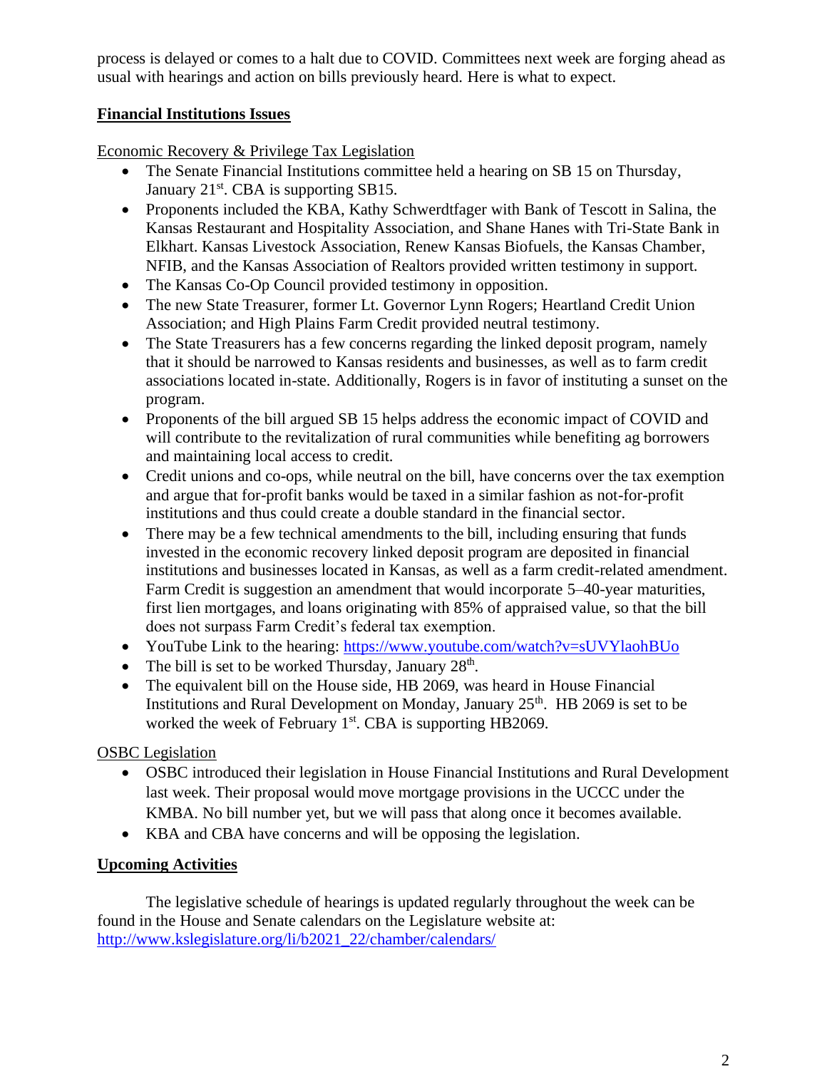process is delayed or comes to a halt due to COVID. Committees next week are forging ahead as usual with hearings and action on bills previously heard. Here is what to expect.

## **Financial Institutions Issues**

Economic Recovery & Privilege Tax Legislation

- The Senate Financial Institutions committee held a hearing on SB 15 on Thursday, January 21st. CBA is supporting SB15.
- Proponents included the KBA, Kathy Schwerdtfager with Bank of Tescott in Salina, the Kansas Restaurant and Hospitality Association, and Shane Hanes with Tri-State Bank in Elkhart. Kansas Livestock Association, Renew Kansas Biofuels, the Kansas Chamber, NFIB, and the Kansas Association of Realtors provided written testimony in support.
- The Kansas Co-Op Council provided testimony in opposition.
- The new State Treasurer, former Lt. Governor Lynn Rogers; Heartland Credit Union Association; and High Plains Farm Credit provided neutral testimony.
- The State Treasurers has a few concerns regarding the linked deposit program, namely that it should be narrowed to Kansas residents and businesses, as well as to farm credit associations located in-state. Additionally, Rogers is in favor of instituting a sunset on the program.
- Proponents of the bill argued SB 15 helps address the economic impact of COVID and will contribute to the revitalization of rural communities while benefiting ag borrowers and maintaining local access to credit.
- Credit unions and co-ops, while neutral on the bill, have concerns over the tax exemption and argue that for-profit banks would be taxed in a similar fashion as not-for-profit institutions and thus could create a double standard in the financial sector.
- There may be a few technical amendments to the bill, including ensuring that funds invested in the economic recovery linked deposit program are deposited in financial institutions and businesses located in Kansas, as well as a farm credit-related amendment. Farm Credit is suggestion an amendment that would incorporate 5–40-year maturities, first lien mortgages, and loans originating with 85% of appraised value, so that the bill does not surpass Farm Credit's federal tax exemption.
- YouTube Link to the hearing: https://www.youtube.com/watch?v=sUVYlaohBUo
- The bill is set to be worked Thursday, January 28th.
- The equivalent bill on the House side, HB 2069, was heard in House Financial Institutions and Rural Development on Monday, January 25th. HB 2069 is set to be worked the week of February 1st. CBA is supporting HB2069.

OSBC Legislation

- OSBC introduced their legislation in House Financial Institutions and Rural Development last week. Their proposal would move mortgage provisions in the UCCC under the KMBA. No bill number yet, but we will pass that along once it becomes available.
- KBA and CBA have concerns and will be opposing the legislation.

## **Upcoming Activities**

The legislative schedule of hearings is updated regularly throughout the week can be found in the House and Senate calendars on the Legislature website at: http://www.kslegislature.org/li/b2021_22/chamber/calendars/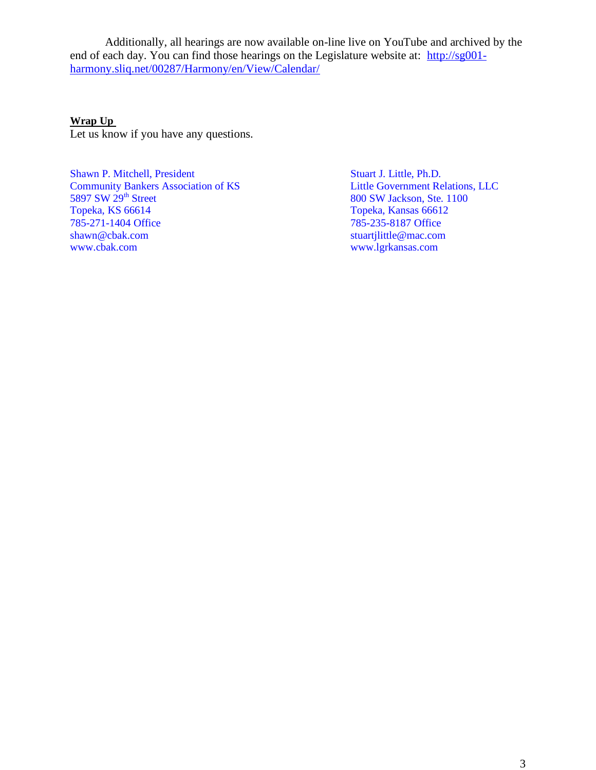Additionally, all hearings are now available on-line live on YouTube and archived by the end of each day. You can find those hearings on the Legislature website at: [http://sg001-harmony.sliq.net/00287/Harmony/en/View/Calendar/](http://sg001-harmony.sliq.net/00287/Harmony/en/View/Calendar/)

**Wrap Up**

Let us know if you have any questions.

Shawn P. Mitchell, President
Community Bankers Association of KS
5897 SW 29th Street
Topeka, KS 66614
785-271-1404 Office
shawn@cbak.com
www.cbak.com

Stuart J. Little, Ph.D.
Little Government Relations, LLC
800 SW Jackson, Ste. 1100
Topeka, Kansas 66612
785-235-8187 Office
stuartjlittle@mac.com
www.lgrkansas.com